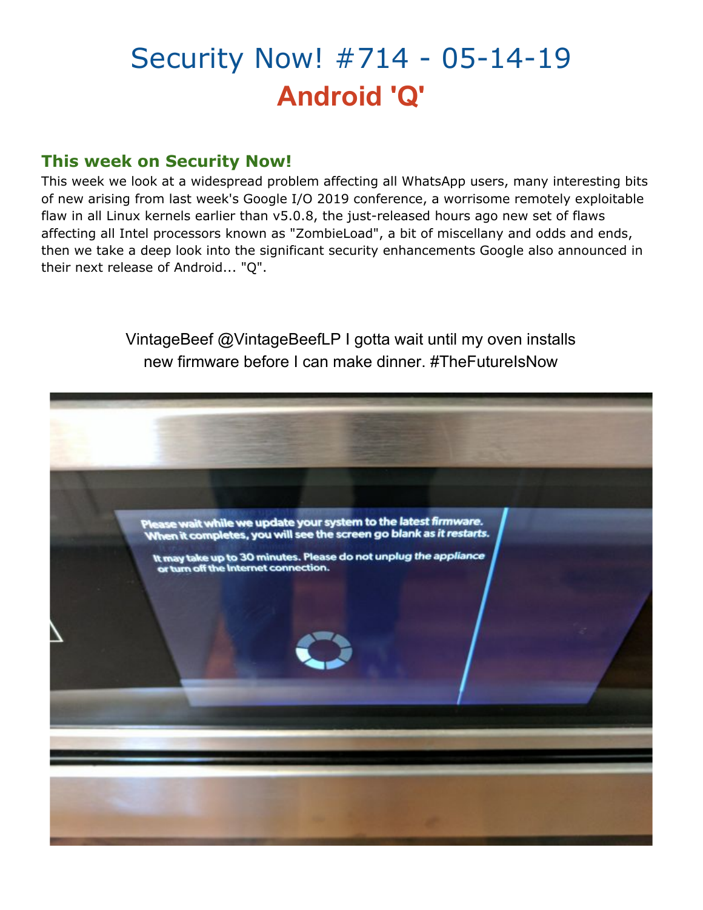# Security Now! #714 - 05-14-19
## Android 'Q'

### This week on Security Now!

This week we look at a widespread problem affecting all WhatsApp users, many interesting bits of new arising from last week's Google I/O 2019 conference, a worrisome remotely exploitable flaw in all Linux kernels earlier than v5.0.8, the just-released hours ago new set of flaws affecting all Intel processors known as "ZombieLoad", a bit of miscellany and odds and ends, then we take a deep look into the significant security enhancements Google also announced in their next release of Android... "Q".

VintageBeef @VintageBeefLP I gotta wait until my oven installs new firmware before I can make dinner. #TheFutureIsNow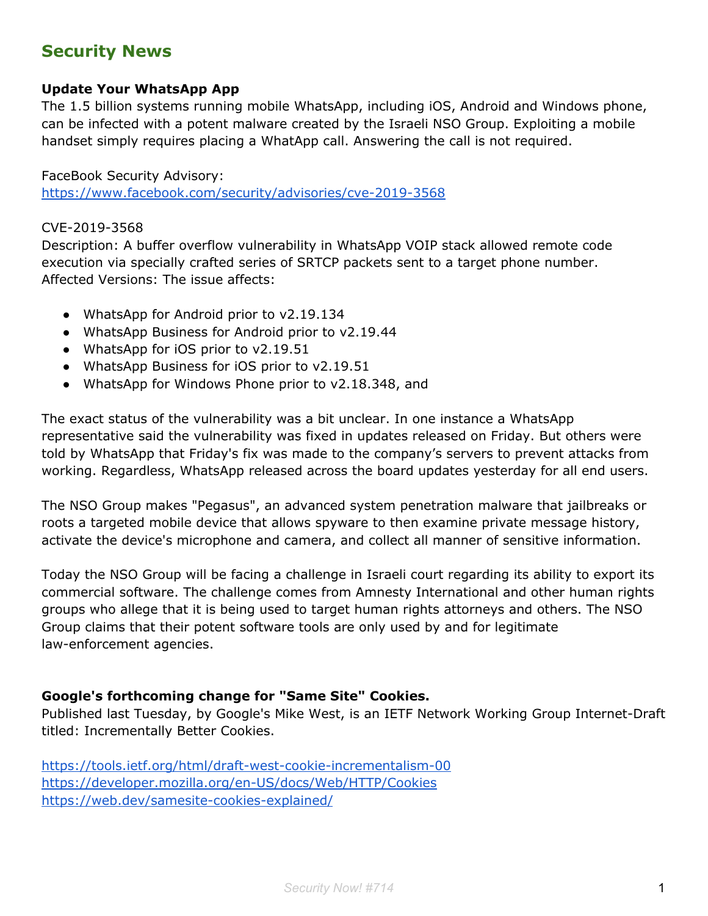## Security News

**Update Your WhatsApp App**

The 1.5 billion systems running mobile WhatsApp, including iOS, Android and Windows phone, can be infected with a potent malware created by the Israeli NSO Group. Exploiting a mobile handset simply requires placing a WhatApp call. Answering the call is not required.

FaceBook Security Advisory:
https://www.facebook.com/security/advisories/cve-2019-3568

CVE-2019-3568
Description: A buffer overflow vulnerability in WhatsApp VOIP stack allowed remote code execution via specially crafted series of SRTCP packets sent to a target phone number.
Affected Versions: The issue affects:

- WhatsApp for Android prior to v2.19.134
- WhatsApp Business for Android prior to v2.19.44
- WhatsApp for iOS prior to v2.19.51
- WhatsApp Business for iOS prior to v2.19.51
- WhatsApp for Windows Phone prior to v2.18.348, and

The exact status of the vulnerability was a bit unclear. In one instance a WhatsApp representative said the vulnerability was fixed in updates released on Friday. But others were told by WhatsApp that Friday's fix was made to the company's servers to prevent attacks from working. Regardless, WhatsApp released across the board updates yesterday for all end users.

The NSO Group makes "Pegasus", an advanced system penetration malware that jailbreaks or roots a targeted mobile device that allows spyware to then examine private message history, activate the device's microphone and camera, and collect all manner of sensitive information.

Today the NSO Group will be facing a challenge in Israeli court regarding its ability to export its commercial software. The challenge comes from Amnesty International and other human rights groups who allege that it is being used to target human rights attorneys and others. The NSO Group claims that their potent software tools are only used by and for legitimate law-enforcement agencies.

**Google's forthcoming change for "Same Site" Cookies.**

Published last Tuesday, by Google's Mike West, is an IETF Network Working Group Internet-Draft titled: Incrementally Better Cookies.

https://tools.ietf.org/html/draft-west-cookie-incrementalism-00
https://developer.mozilla.org/en-US/docs/Web/HTTP/Cookies
https://web.dev/samesite-cookies-explained/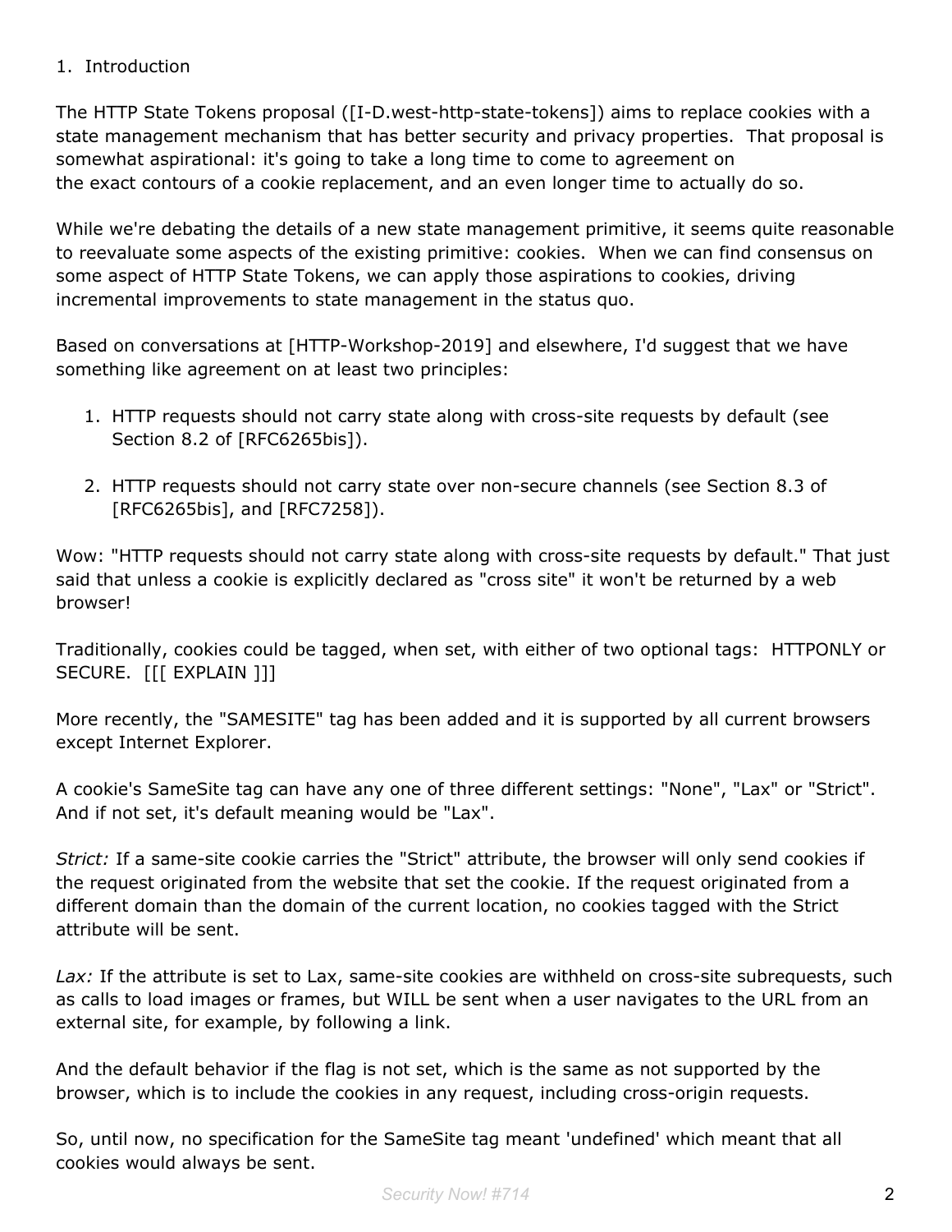1. Introduction

The HTTP State Tokens proposal ([I-D.west-http-state-tokens]) aims to replace cookies with a state management mechanism that has better security and privacy properties. That proposal is somewhat aspirational: it's going to take a long time to come to agreement on the exact contours of a cookie replacement, and an even longer time to actually do so.

While we're debating the details of a new state management primitive, it seems quite reasonable to reevaluate some aspects of the existing primitive: cookies. When we can find consensus on some aspect of HTTP State Tokens, we can apply those aspirations to cookies, driving incremental improvements to state management in the status quo.

Based on conversations at [HTTP-Workshop-2019] and elsewhere, I'd suggest that we have something like agreement on at least two principles:

1. HTTP requests should not carry state along with cross-site requests by default (see Section 8.2 of [RFC6265bis]).
2. HTTP requests should not carry state over non-secure channels (see Section 8.3 of [RFC6265bis], and [RFC7258]).

Wow: "HTTP requests should not carry state along with cross-site requests by default." That just said that unless a cookie is explicitly declared as "cross site" it won't be returned by a web browser!

Traditionally, cookies could be tagged, when set, with either of two optional tags: HTTPONLY or SECURE. [[[ EXPLAIN ]]]

More recently, the "SAMESITE" tag has been added and it is supported by all current browsers except Internet Explorer.

A cookie's SameSite tag can have any one of three different settings: "None", "Lax" or "Strict". And if not set, it's default meaning would be "Lax".

*Strict:* If a same-site cookie carries the "Strict" attribute, the browser will only send cookies if the request originated from the website that set the cookie. If the request originated from a different domain than the domain of the current location, no cookies tagged with the Strict attribute will be sent.

*Lax:* If the attribute is set to Lax, same-site cookies are withheld on cross-site subrequests, such as calls to load images or frames, but WILL be sent when a user navigates to the URL from an external site, for example, by following a link.

And the default behavior if the flag is not set, which is the same as not supported by the browser, which is to include the cookies in any request, including cross-origin requests.

So, until now, no specification for the SameSite tag meant 'undefined' which meant that all cookies would always be sent.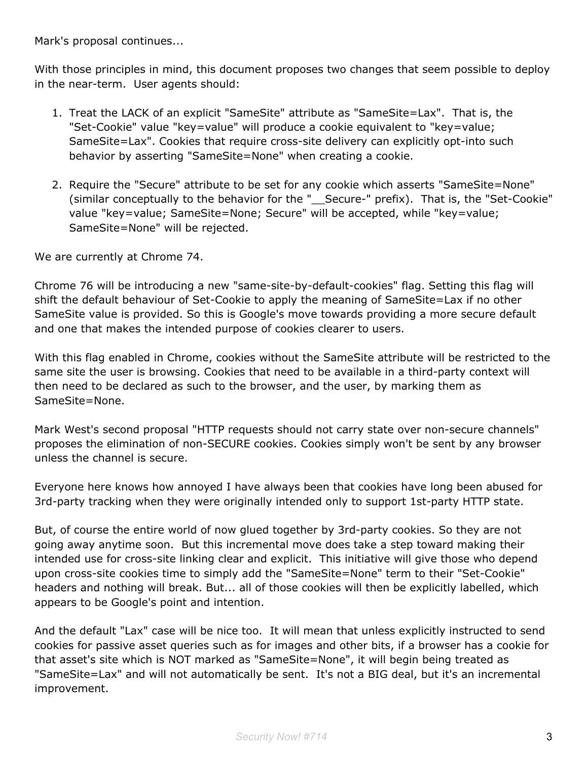Mark's proposal continues...

With those principles in mind, this document proposes two changes that seem possible to deploy in the near-term. User agents should:

1. Treat the LACK of an explicit "SameSite" attribute as "SameSite=Lax". That is, the "Set-Cookie" value "key=value" will produce a cookie equivalent to "key=value; SameSite=Lax". Cookies that require cross-site delivery can explicitly opt-into such behavior by asserting "SameSite=None" when creating a cookie.

2. Require the "Secure" attribute to be set for any cookie which asserts "SameSite=None" (similar conceptually to the behavior for the "__Secure-" prefix). That is, the "Set-Cookie" value "key=value; SameSite=None; Secure" will be accepted, while "key=value; SameSite=None" will be rejected.

We are currently at Chrome 74.

Chrome 76 will be introducing a new "same-site-by-default-cookies" flag. Setting this flag will shift the default behaviour of Set-Cookie to apply the meaning of SameSite=Lax if no other SameSite value is provided. So this is Google's move towards providing a more secure default and one that makes the intended purpose of cookies clearer to users.

With this flag enabled in Chrome, cookies without the SameSite attribute will be restricted to the same site the user is browsing. Cookies that need to be available in a third-party context will then need to be declared as such to the browser, and the user, by marking them as SameSite=None.

Mark West's second proposal "HTTP requests should not carry state over non-secure channels" proposes the elimination of non-SECURE cookies. Cookies simply won't be sent by any browser unless the channel is secure.

Everyone here knows how annoyed I have always been that cookies have long been abused for 3rd-party tracking when they were originally intended only to support 1st-party HTTP state.

But, of course the entire world of now glued together by 3rd-party cookies. So they are not going away anytime soon. But this incremental move does take a step toward making their intended use for cross-site linking clear and explicit. This initiative will give those who depend upon cross-site cookies time to simply add the "SameSite=None" term to their "Set-Cookie" headers and nothing will break. But... all of those cookies will then be explicitly labelled, which appears to be Google's point and intention.

And the default "Lax" case will be nice too. It will mean that unless explicitly instructed to send cookies for passive asset queries such as for images and other bits, if a browser has a cookie for that asset's site which is NOT marked as "SameSite=None", it will begin being treated as "SameSite=Lax" and will not automatically be sent. It's not a BIG deal, but it's an incremental improvement.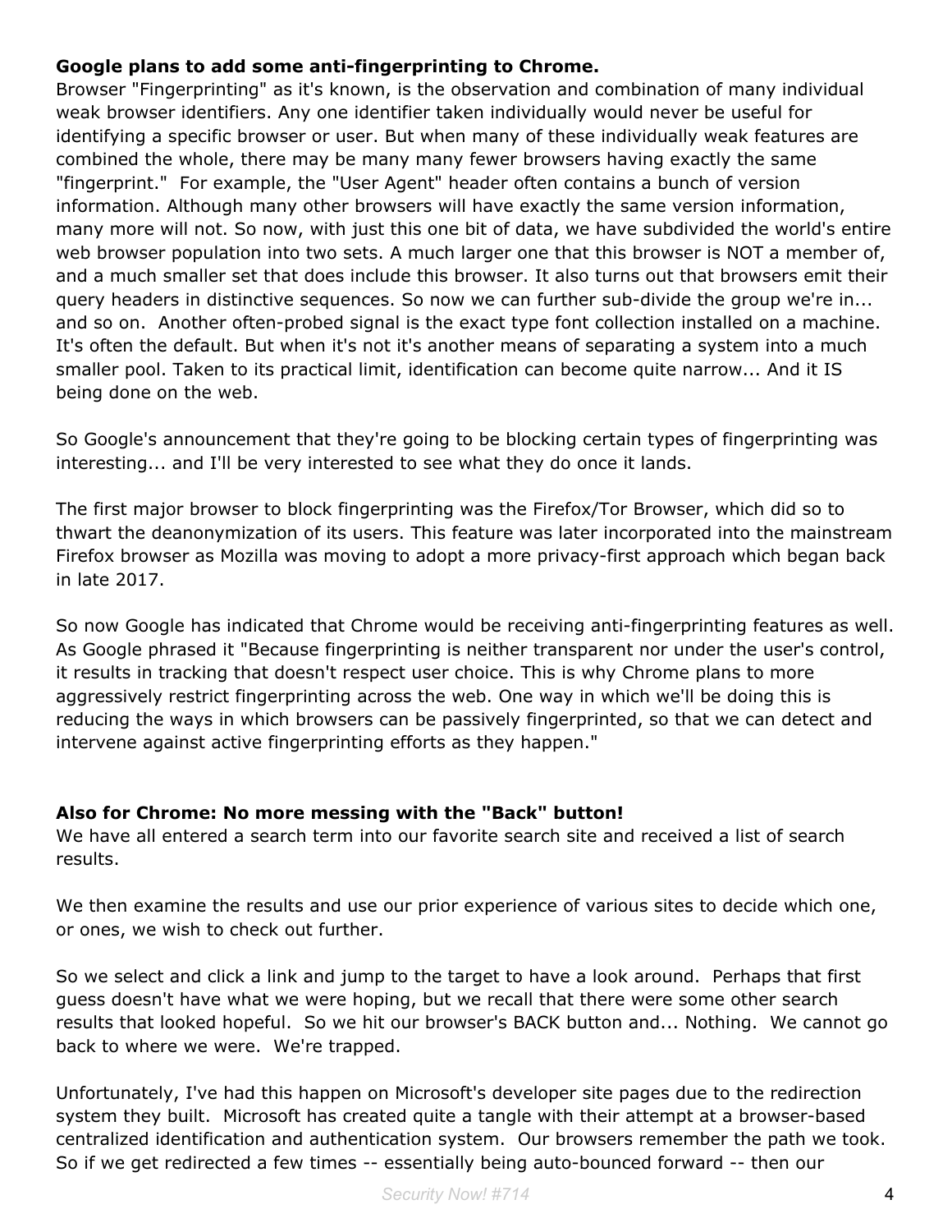**Google plans to add some anti-fingerprinting to Chrome.**

Browser "Fingerprinting" as it's known, is the observation and combination of many individual weak browser identifiers. Any one identifier taken individually would never be useful for identifying a specific browser or user. But when many of these individually weak features are combined the whole, there may be many many fewer browsers having exactly the same "fingerprint." For example, the "User Agent" header often contains a bunch of version information. Although many other browsers will have exactly the same version information, many more will not. So now, with just this one bit of data, we have subdivided the world's entire web browser population into two sets. A much larger one that this browser is NOT a member of, and a much smaller set that does include this browser. It also turns out that browsers emit their query headers in distinctive sequences. So now we can further sub-divide the group we're in... and so on. Another often-probed signal is the exact type font collection installed on a machine. It's often the default. But when it's not it's another means of separating a system into a much smaller pool. Taken to its practical limit, identification can become quite narrow... And it IS being done on the web.

So Google's announcement that they're going to be blocking certain types of fingerprinting was interesting... and I'll be very interested to see what they do once it lands.

The first major browser to block fingerprinting was the Firefox/Tor Browser, which did so to thwart the deanonymization of its users. This feature was later incorporated into the mainstream Firefox browser as Mozilla was moving to adopt a more privacy-first approach which began back in late 2017.

So now Google has indicated that Chrome would be receiving anti-fingerprinting features as well. As Google phrased it "Because fingerprinting is neither transparent nor under the user's control, it results in tracking that doesn't respect user choice. This is why Chrome plans to more aggressively restrict fingerprinting across the web. One way in which we'll be doing this is reducing the ways in which browsers can be passively fingerprinted, so that we can detect and intervene against active fingerprinting efforts as they happen."

**Also for Chrome: No more messing with the "Back" button!**

We have all entered a search term into our favorite search site and received a list of search results.

We then examine the results and use our prior experience of various sites to decide which one, or ones, we wish to check out further.

So we select and click a link and jump to the target to have a look around. Perhaps that first guess doesn't have what we were hoping, but we recall that there were some other search results that looked hopeful. So we hit our browser's BACK button and... Nothing. We cannot go back to where we were. We're trapped.

Unfortunately, I've had this happen on Microsoft's developer site pages due to the redirection system they built. Microsoft has created quite a tangle with their attempt at a browser-based centralized identification and authentication system. Our browsers remember the path we took. So if we get redirected a few times -- essentially being auto-bounced forward -- then our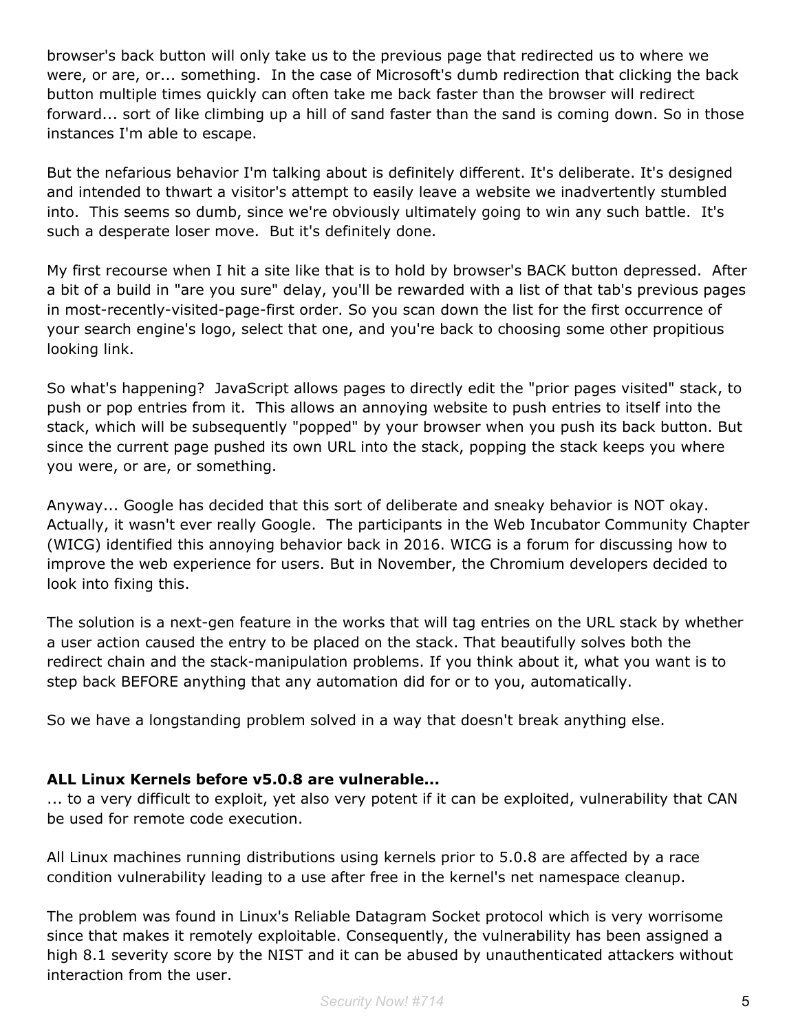browser's back button will only take us to the previous page that redirected us to where we were, or are, or... something. In the case of Microsoft's dumb redirection that clicking the back button multiple times quickly can often take me back faster than the browser will redirect forward... sort of like climbing up a hill of sand faster than the sand is coming down. So in those instances I'm able to escape.

But the nefarious behavior I'm talking about is definitely different. It's deliberate. It's designed and intended to thwart a visitor's attempt to easily leave a website we inadvertently stumbled into. This seems so dumb, since we're obviously ultimately going to win any such battle. It's such a desperate loser move. But it's definitely done.

My first recourse when I hit a site like that is to hold by browser's BACK button depressed. After a bit of a build in "are you sure" delay, you'll be rewarded with a list of that tab's previous pages in most-recently-visited-page-first order. So you scan down the list for the first occurrence of your search engine's logo, select that one, and you're back to choosing some other propitious looking link.

So what's happening? JavaScript allows pages to directly edit the "prior pages visited" stack, to push or pop entries from it. This allows an annoying website to push entries to itself into the stack, which will be subsequently "popped" by your browser when you push its back button. But since the current page pushed its own URL into the stack, popping the stack keeps you where you were, or are, or something.

Anyway... Google has decided that this sort of deliberate and sneaky behavior is NOT okay. Actually, it wasn't ever really Google. The participants in the Web Incubator Community Chapter (WICG) identified this annoying behavior back in 2016. WICG is a forum for discussing how to improve the web experience for users. But in November, the Chromium developers decided to look into fixing this.

The solution is a next-gen feature in the works that will tag entries on the URL stack by whether a user action caused the entry to be placed on the stack. That beautifully solves both the redirect chain and the stack-manipulation problems. If you think about it, what you want is to step back BEFORE anything that any automation did for or to you, automatically.

So we have a longstanding problem solved in a way that doesn't break anything else.

**ALL Linux Kernels before v5.0.8 are vulnerable...**
... to a very difficult to exploit, yet also very potent if it can be exploited, vulnerability that CAN be used for remote code execution.

All Linux machines running distributions using kernels prior to 5.0.8 are affected by a race condition vulnerability leading to a use after free in the kernel's net namespace cleanup.

The problem was found in Linux's Reliable Datagram Socket protocol which is very worrisome since that makes it remotely exploitable. Consequently, the vulnerability has been assigned a high 8.1 severity score by the NIST and it can be abused by unauthenticated attackers without interaction from the user.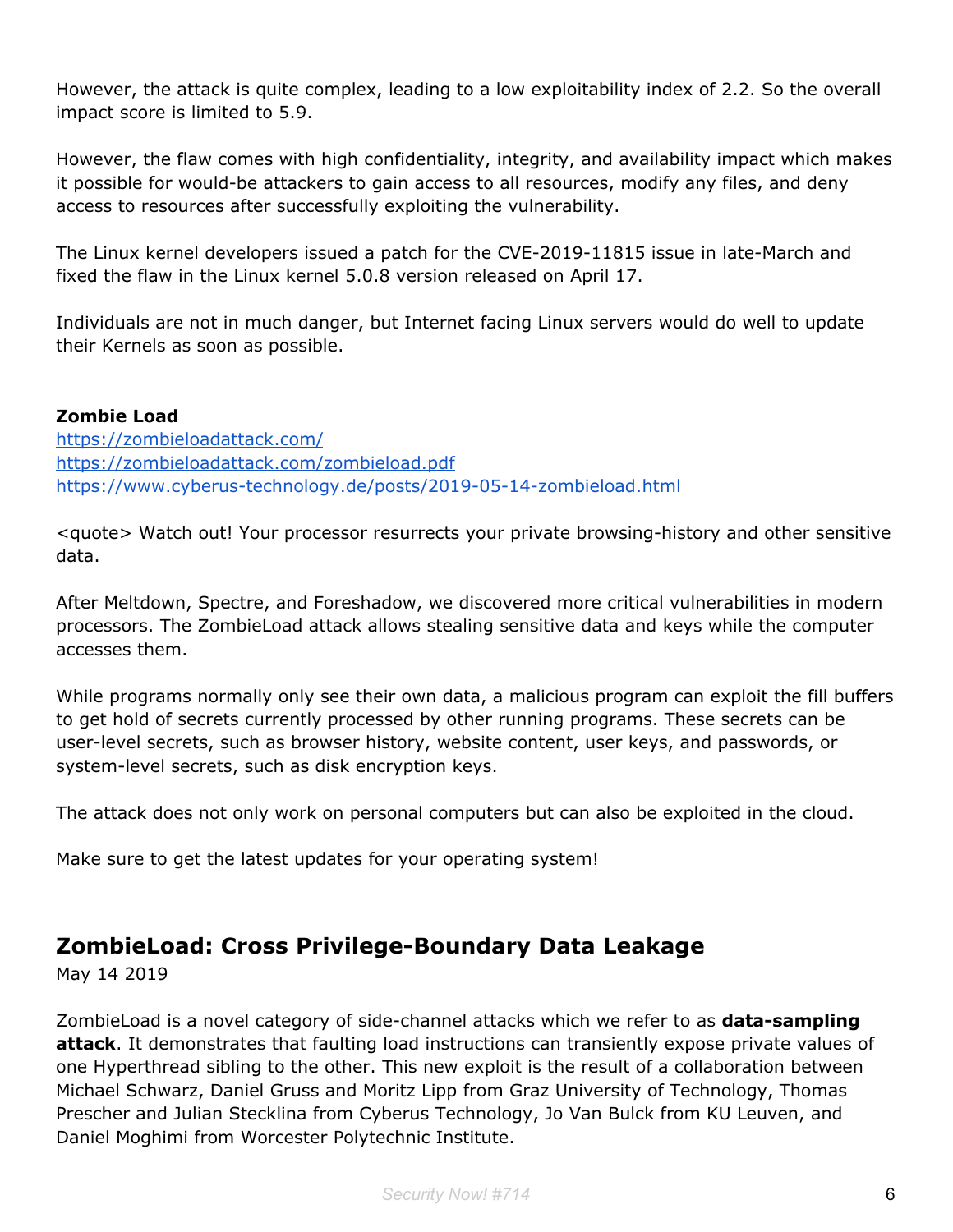However, the attack is quite complex, leading to a low exploitability index of 2.2. So the overall impact score is limited to 5.9.

However, the flaw comes with high confidentiality, integrity, and availability impact which makes it possible for would-be attackers to gain access to all resources, modify any files, and deny access to resources after successfully exploiting the vulnerability.

The Linux kernel developers issued a patch for the CVE-2019-11815 issue in late-March and fixed the flaw in the Linux kernel 5.0.8 version released on April 17.

Individuals are not in much danger, but Internet facing Linux servers would do well to update their Kernels as soon as possible.

**Zombie Load**
https://zombieloadattack.com/
https://zombieloadattack.com/zombieload.pdf
https://www.cyberus-technology.de/posts/2019-05-14-zombieload.html

<quote> Watch out! Your processor resurrects your private browsing-history and other sensitive data.

After Meltdown, Spectre, and Foreshadow, we discovered more critical vulnerabilities in modern processors. The ZombieLoad attack allows stealing sensitive data and keys while the computer accesses them.

While programs normally only see their own data, a malicious program can exploit the fill buffers to get hold of secrets currently processed by other running programs. These secrets can be user-level secrets, such as browser history, website content, user keys, and passwords, or system-level secrets, such as disk encryption keys.

The attack does not only work on personal computers but can also be exploited in the cloud.

Make sure to get the latest updates for your operating system!

## ZombieLoad: Cross Privilege-Boundary Data Leakage

May 14 2019

ZombieLoad is a novel category of side-channel attacks which we refer to as **data-sampling attack**. It demonstrates that faulting load instructions can transiently expose private values of one Hyperthread sibling to the other. This new exploit is the result of a collaboration between Michael Schwarz, Daniel Gruss and Moritz Lipp from Graz University of Technology, Thomas Prescher and Julian Stecklina from Cyberus Technology, Jo Van Bulck from KU Leuven, and Daniel Moghimi from Worcester Polytechnic Institute.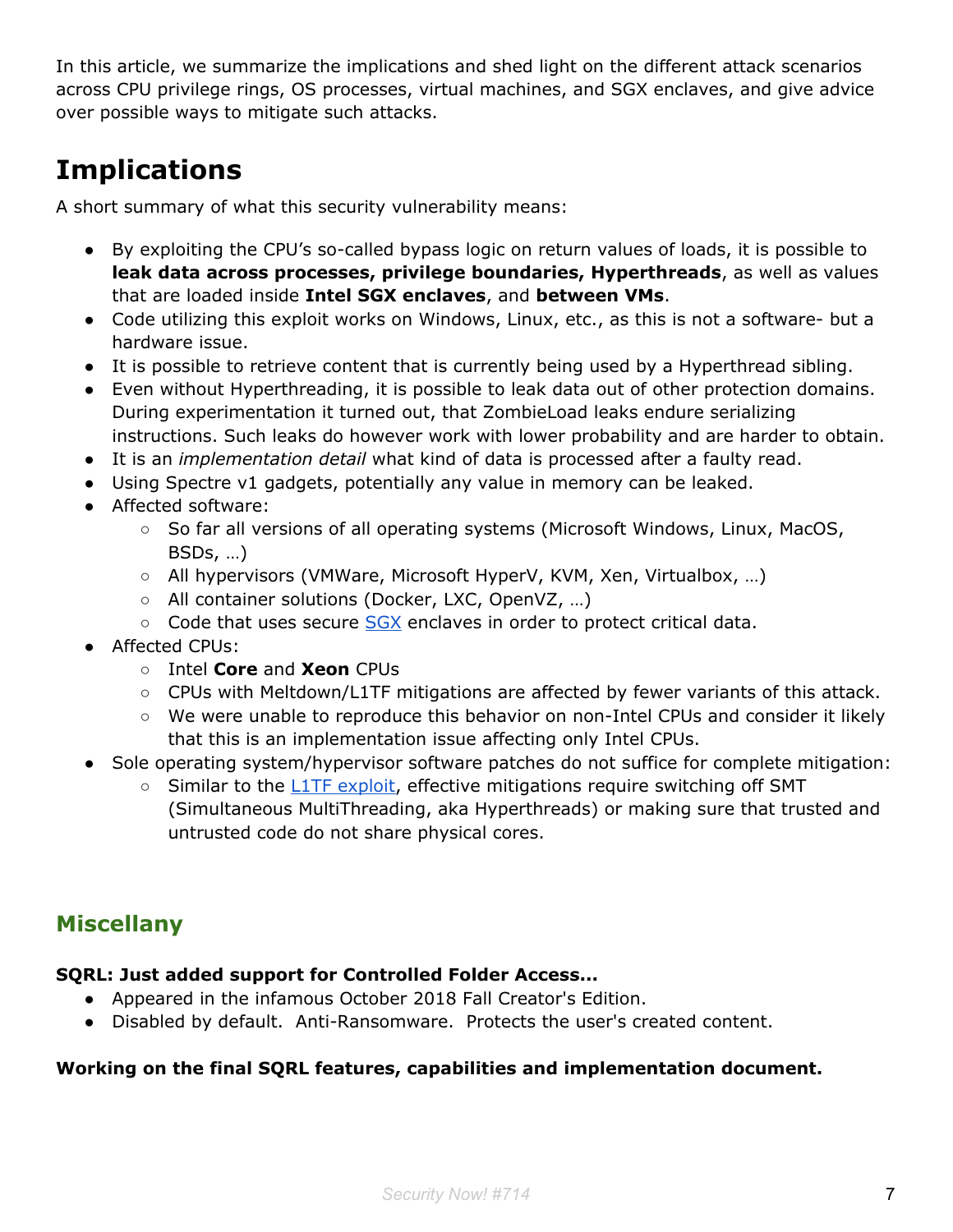In this article, we summarize the implications and shed light on the different attack scenarios across CPU privilege rings, OS processes, virtual machines, and SGX enclaves, and give advice over possible ways to mitigate such attacks.

# Implications

A short summary of what this security vulnerability means:

- By exploiting the CPU's so-called bypass logic on return values of loads, it is possible to **leak data across processes, privilege boundaries, Hyperthreads**, as well as values that are loaded inside **Intel SGX enclaves**, and **between VMs**.
- Code utilizing this exploit works on Windows, Linux, etc., as this is not a software- but a hardware issue.
- It is possible to retrieve content that is currently being used by a Hyperthread sibling.
- Even without Hyperthreading, it is possible to leak data out of other protection domains. During experimentation it turned out, that ZombieLoad leaks endure serializing instructions. Such leaks do however work with lower probability and are harder to obtain.
- It is an *implementation detail* what kind of data is processed after a faulty read.
- Using Spectre v1 gadgets, potentially any value in memory can be leaked.
- Affected software:
  - So far all versions of all operating systems (Microsoft Windows, Linux, MacOS, BSDs, …)
  - All hypervisors (VMWare, Microsoft HyperV, KVM, Xen, Virtualbox, …)
  - All container solutions (Docker, LXC, OpenVZ, …)
  - Code that uses secure SGX enclaves in order to protect critical data.
- Affected CPUs:
  - Intel **Core** and **Xeon** CPUs
  - CPUs with Meltdown/L1TF mitigations are affected by fewer variants of this attack.
  - We were unable to reproduce this behavior on non-Intel CPUs and consider it likely that this is an implementation issue affecting only Intel CPUs.
- Sole operating system/hypervisor software patches do not suffice for complete mitigation:
  - Similar to the L1TF exploit, effective mitigations require switching off SMT (Simultaneous MultiThreading, aka Hyperthreads) or making sure that trusted and untrusted code do not share physical cores.

## Miscellany

**SQRL: Just added support for Controlled Folder Access...**

- Appeared in the infamous October 2018 Fall Creator's Edition.
- Disabled by default. Anti-Ransomware. Protects the user's created content.

**Working on the final SQRL features, capabilities and implementation document.**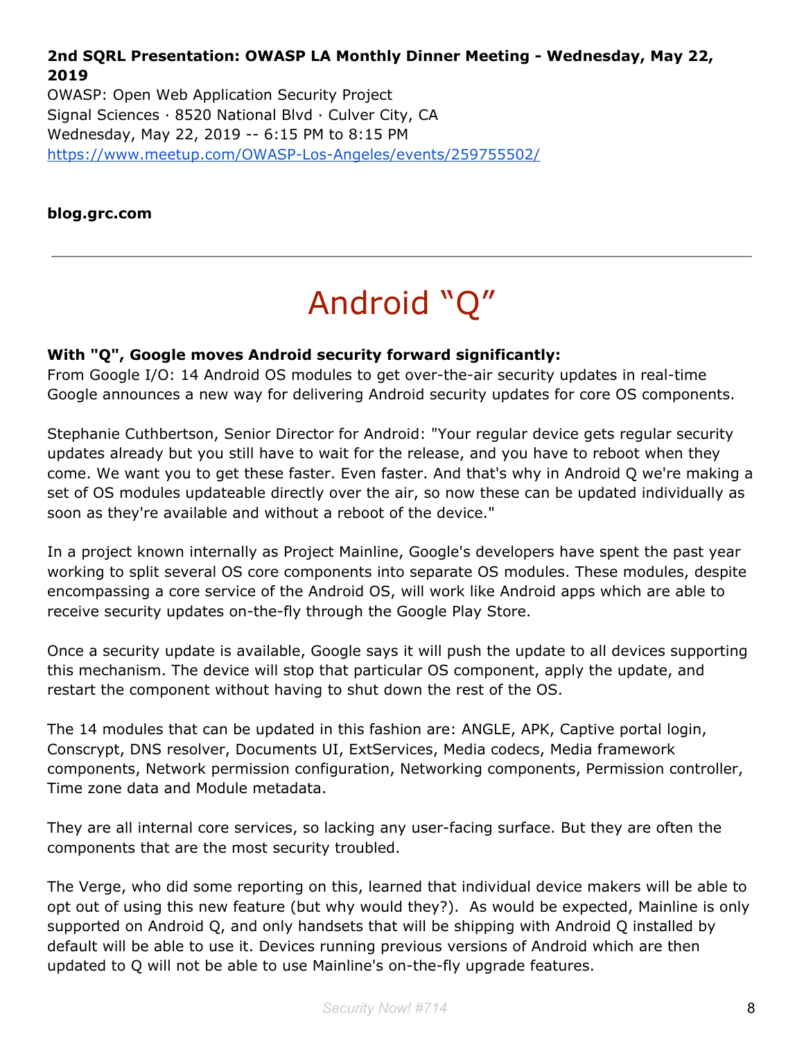**2nd SQRL Presentation: OWASP LA Monthly Dinner Meeting - Wednesday, May 22, 2019**
OWASP: Open Web Application Security Project
Signal Sciences · 8520 National Blvd · Culver City, CA
Wednesday, May 22, 2019 -- 6:15 PM to 8:15 PM
https://www.meetup.com/OWASP-Los-Angeles/events/259755502/

**blog.grc.com**

---

# Android "Q"

**With "Q", Google moves Android security forward significantly:**
From Google I/O: 14 Android OS modules to get over-the-air security updates in real-time
Google announces a new way for delivering Android security updates for core OS components.

Stephanie Cuthbertson, Senior Director for Android: "Your regular device gets regular security updates already but you still have to wait for the release, and you have to reboot when they come. We want you to get these faster. Even faster. And that's why in Android Q we're making a set of OS modules updateable directly over the air, so now these can be updated individually as soon as they're available and without a reboot of the device."

In a project known internally as Project Mainline, Google's developers have spent the past year working to split several OS core components into separate OS modules. These modules, despite encompassing a core service of the Android OS, will work like Android apps which are able to receive security updates on-the-fly through the Google Play Store.

Once a security update is available, Google says it will push the update to all devices supporting this mechanism. The device will stop that particular OS component, apply the update, and restart the component without having to shut down the rest of the OS.

The 14 modules that can be updated in this fashion are: ANGLE, APK, Captive portal login, Conscrypt, DNS resolver, Documents UI, ExtServices, Media codecs, Media framework components, Network permission configuration, Networking components, Permission controller, Time zone data and Module metadata.

They are all internal core services, so lacking any user-facing surface. But they are often the components that are the most security troubled.

The Verge, who did some reporting on this, learned that individual device makers will be able to opt out of using this new feature (but why would they?). As would be expected, Mainline is only supported on Android Q, and only handsets that will be shipping with Android Q installed by default will be able to use it. Devices running previous versions of Android which are then updated to Q will not be able to use Mainline's on-the-fly upgrade features.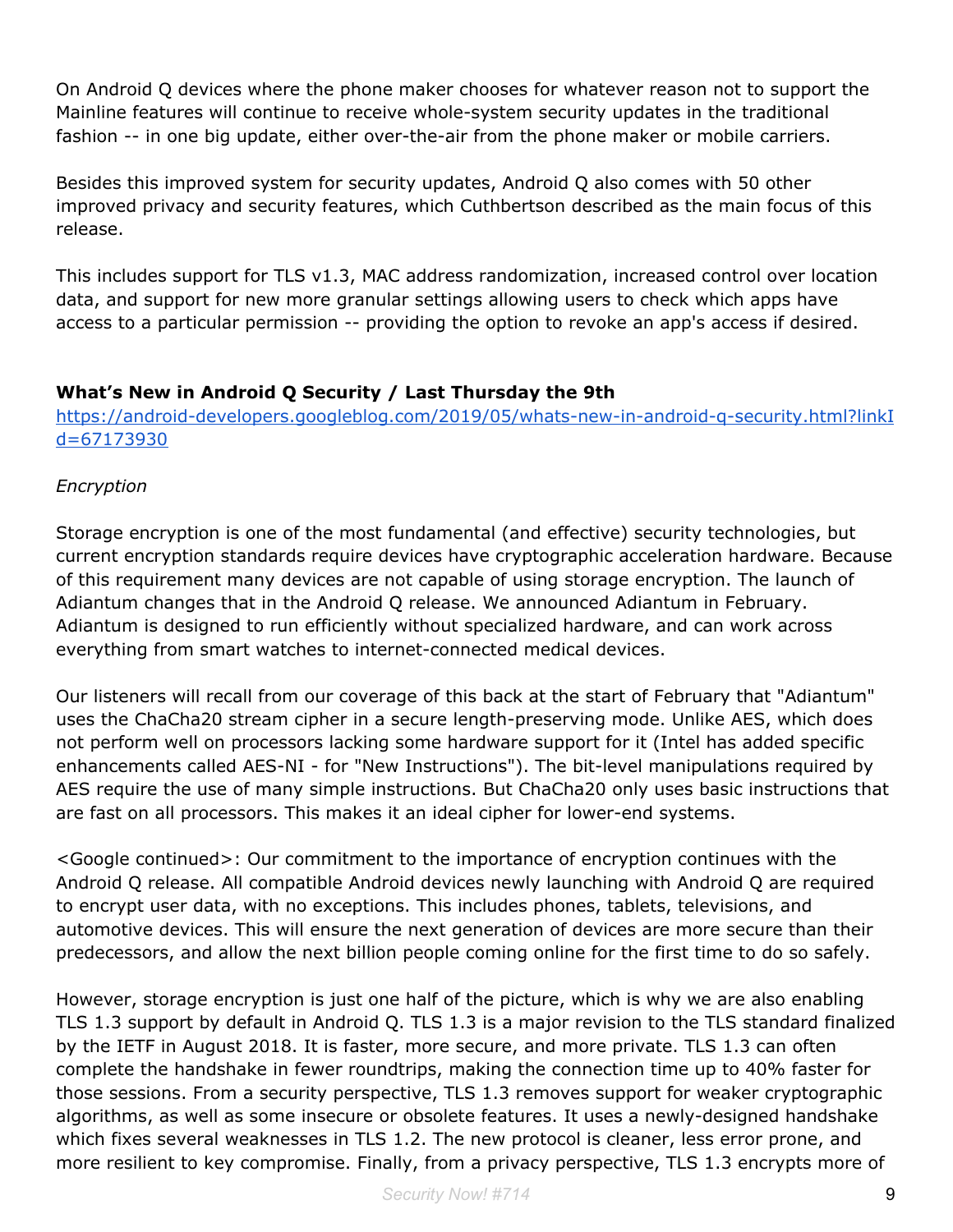On Android Q devices where the phone maker chooses for whatever reason not to support the Mainline features will continue to receive whole-system security updates in the traditional fashion -- in one big update, either over-the-air from the phone maker or mobile carriers.

Besides this improved system for security updates, Android Q also comes with 50 other improved privacy and security features, which Cuthbertson described as the main focus of this release.

This includes support for TLS v1.3, MAC address randomization, increased control over location data, and support for new more granular settings allowing users to check which apps have access to a particular permission -- providing the option to revoke an app's access if desired.

**What's New in Android Q Security / Last Thursday the 9th**
https://android-developers.googleblog.com/2019/05/whats-new-in-android-q-security.html?linkId=67173930

*Encryption*

Storage encryption is one of the most fundamental (and effective) security technologies, but current encryption standards require devices have cryptographic acceleration hardware. Because of this requirement many devices are not capable of using storage encryption. The launch of Adiantum changes that in the Android Q release. We announced Adiantum in February. Adiantum is designed to run efficiently without specialized hardware, and can work across everything from smart watches to internet-connected medical devices.

Our listeners will recall from our coverage of this back at the start of February that "Adiantum" uses the ChaCha20 stream cipher in a secure length-preserving mode. Unlike AES, which does not perform well on processors lacking some hardware support for it (Intel has added specific enhancements called AES-NI - for "New Instructions"). The bit-level manipulations required by AES require the use of many simple instructions. But ChaCha20 only uses basic instructions that are fast on all processors. This makes it an ideal cipher for lower-end systems.

<Google continued>: Our commitment to the importance of encryption continues with the Android Q release. All compatible Android devices newly launching with Android Q are required to encrypt user data, with no exceptions. This includes phones, tablets, televisions, and automotive devices. This will ensure the next generation of devices are more secure than their predecessors, and allow the next billion people coming online for the first time to do so safely.

However, storage encryption is just one half of the picture, which is why we are also enabling TLS 1.3 support by default in Android Q. TLS 1.3 is a major revision to the TLS standard finalized by the IETF in August 2018. It is faster, more secure, and more private. TLS 1.3 can often complete the handshake in fewer roundtrips, making the connection time up to 40% faster for those sessions. From a security perspective, TLS 1.3 removes support for weaker cryptographic algorithms, as well as some insecure or obsolete features. It uses a newly-designed handshake which fixes several weaknesses in TLS 1.2. The new protocol is cleaner, less error prone, and more resilient to key compromise. Finally, from a privacy perspective, TLS 1.3 encrypts more of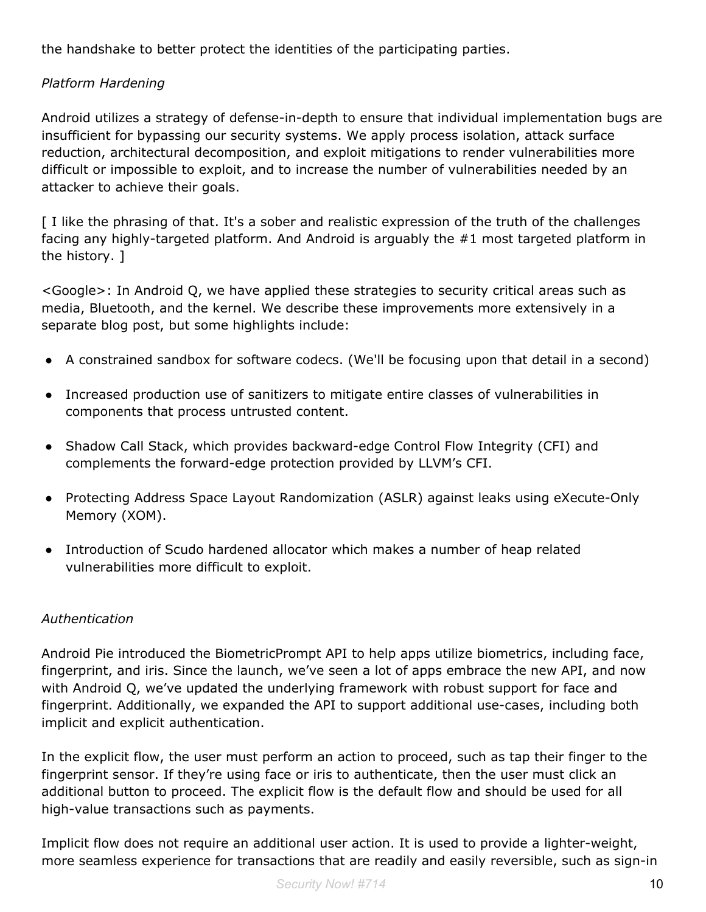the handshake to better protect the identities of the participating parties.

*Platform Hardening*

Android utilizes a strategy of defense-in-depth to ensure that individual implementation bugs are insufficient for bypassing our security systems. We apply process isolation, attack surface reduction, architectural decomposition, and exploit mitigations to render vulnerabilities more difficult or impossible to exploit, and to increase the number of vulnerabilities needed by an attacker to achieve their goals.

[ I like the phrasing of that. It's a sober and realistic expression of the truth of the challenges facing any highly-targeted platform. And Android is arguably the #1 most targeted platform in the history. ]

<Google>: In Android Q, we have applied these strategies to security critical areas such as media, Bluetooth, and the kernel. We describe these improvements more extensively in a separate blog post, but some highlights include:

- A constrained sandbox for software codecs. (We'll be focusing upon that detail in a second)
- Increased production use of sanitizers to mitigate entire classes of vulnerabilities in components that process untrusted content.
- Shadow Call Stack, which provides backward-edge Control Flow Integrity (CFI) and complements the forward-edge protection provided by LLVM's CFI.
- Protecting Address Space Layout Randomization (ASLR) against leaks using eXecute-Only Memory (XOM).
- Introduction of Scudo hardened allocator which makes a number of heap related vulnerabilities more difficult to exploit.

*Authentication*

Android Pie introduced the BiometricPrompt API to help apps utilize biometrics, including face, fingerprint, and iris. Since the launch, we've seen a lot of apps embrace the new API, and now with Android Q, we've updated the underlying framework with robust support for face and fingerprint. Additionally, we expanded the API to support additional use-cases, including both implicit and explicit authentication.

In the explicit flow, the user must perform an action to proceed, such as tap their finger to the fingerprint sensor. If they're using face or iris to authenticate, then the user must click an additional button to proceed. The explicit flow is the default flow and should be used for all high-value transactions such as payments.

Implicit flow does not require an additional user action. It is used to provide a lighter-weight, more seamless experience for transactions that are readily and easily reversible, such as sign-in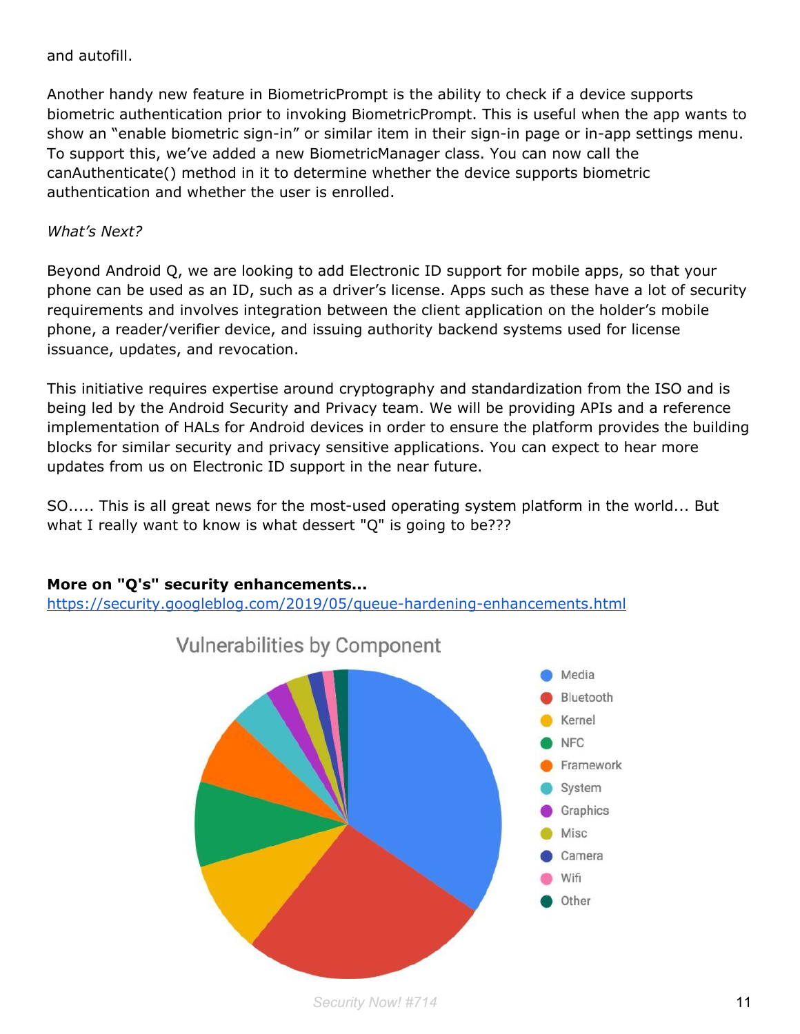and autofill.

Another handy new feature in BiometricPrompt is the ability to check if a device supports biometric authentication prior to invoking BiometricPrompt. This is useful when the app wants to show an “enable biometric sign-in” or similar item in their sign-in page or in-app settings menu. To support this, we’ve added a new BiometricManager class. You can now call the canAuthenticate() method in it to determine whether the device supports biometric authentication and whether the user is enrolled.

*What’s Next?*

Beyond Android Q, we are looking to add Electronic ID support for mobile apps, so that your phone can be used as an ID, such as a driver’s license. Apps such as these have a lot of security requirements and involves integration between the client application on the holder’s mobile phone, a reader/verifier device, and issuing authority backend systems used for license issuance, updates, and revocation.

This initiative requires expertise around cryptography and standardization from the ISO and is being led by the Android Security and Privacy team. We will be providing APIs and a reference implementation of HALs for Android devices in order to ensure the platform provides the building blocks for similar security and privacy sensitive applications. You can expect to hear more updates from us on Electronic ID support in the near future.

SO..... This is all great news for the most-used operating system platform in the world... But what I really want to know is what dessert "Q" is going to be???

**More on "Q's" security enhancements...**
https://security.googleblog.com/2019/05/queue-hardening-enhancements.html

Vulnerabilities by Component

Media, Bluetooth, Kernel, NFC, Framework, System, Graphics, Misc, Camera, Wifi, Other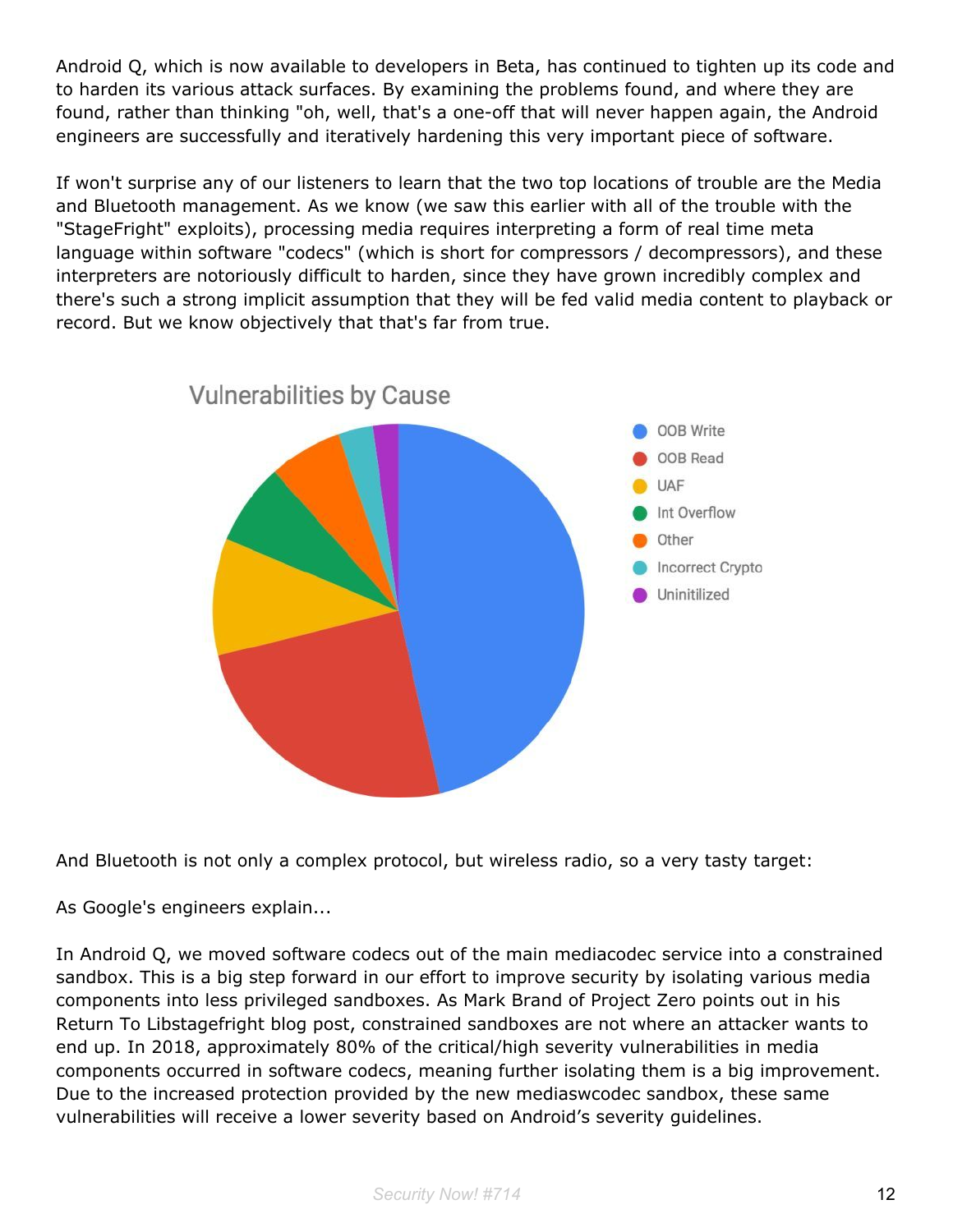Android Q, which is now available to developers in Beta, has continued to tighten up its code and to harden its various attack surfaces. By examining the problems found, and where they are found, rather than thinking "oh, well, that's a one-off that will never happen again, the Android engineers are successfully and iteratively hardening this very important piece of software.

If won't surprise any of our listeners to learn that the two top locations of trouble are the Media and Bluetooth management. As we know (we saw this earlier with all of the trouble with the "StageFright" exploits), processing media requires interpreting a form of real time meta language within software "codecs" (which is short for compressors / decompressors), and these interpreters are notoriously difficult to harden, since they have grown incredibly complex and there's such a strong implicit assumption that they will be fed valid media content to playback or record. But we know objectively that that's far from true.

Vulnerabilities by Cause

- OOB Write
- OOB Read
- UAF
- Int Overflow
- Other
- Incorrect Crypto
- Uninitilized

And Bluetooth is not only a complex protocol, but wireless radio, so a very tasty target:

As Google's engineers explain...

In Android Q, we moved software codecs out of the main mediacodec service into a constrained sandbox. This is a big step forward in our effort to improve security by isolating various media components into less privileged sandboxes. As Mark Brand of Project Zero points out in his Return To Libstagefright blog post, constrained sandboxes are not where an attacker wants to end up. In 2018, approximately 80% of the critical/high severity vulnerabilities in media components occurred in software codecs, meaning further isolating them is a big improvement. Due to the increased protection provided by the new mediaswcodec sandbox, these same vulnerabilities will receive a lower severity based on Android's severity guidelines.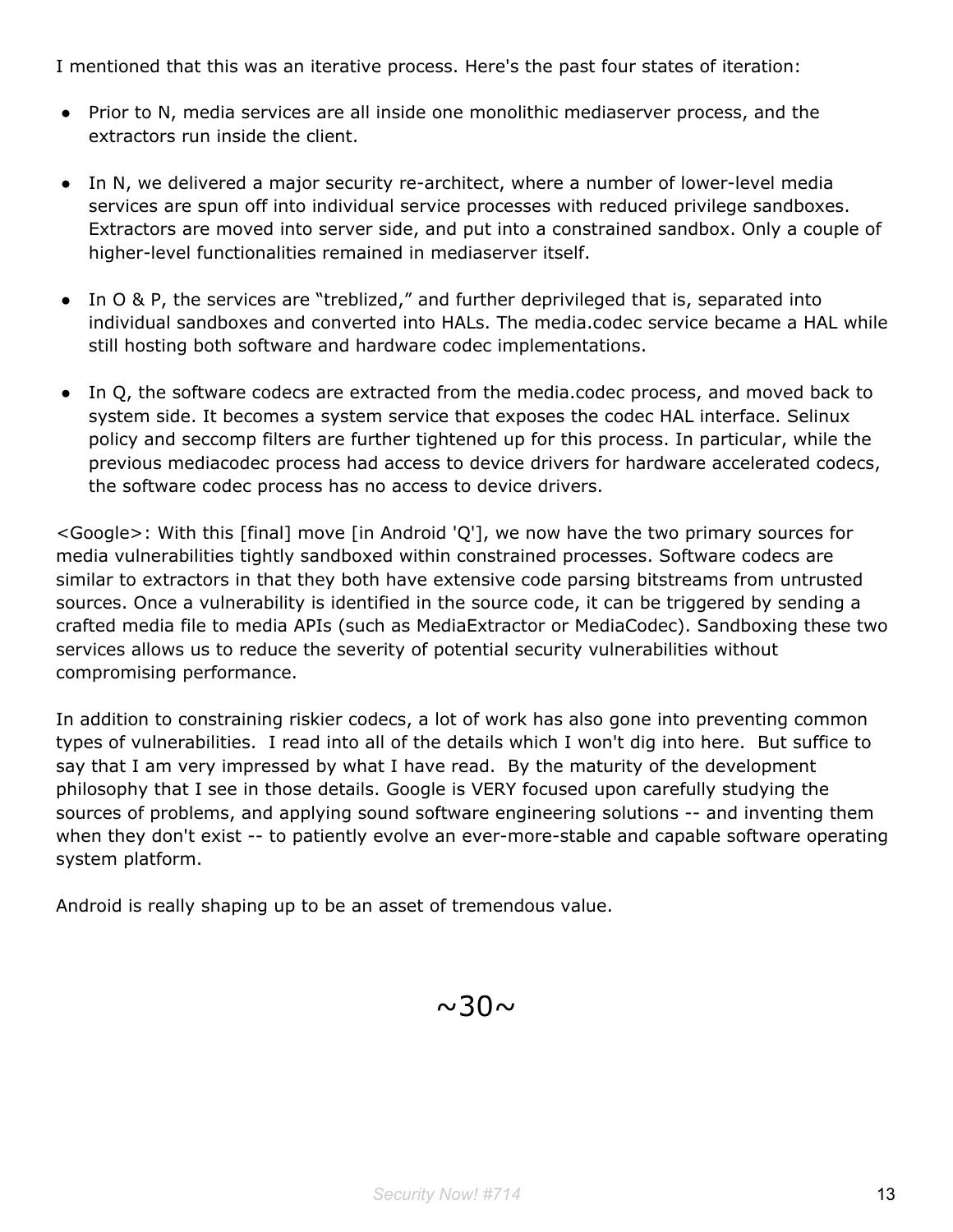I mentioned that this was an iterative process. Here's the past four states of iteration:

- Prior to N, media services are all inside one monolithic mediaserver process, and the extractors run inside the client.
- In N, we delivered a major security re-architect, where a number of lower-level media services are spun off into individual service processes with reduced privilege sandboxes. Extractors are moved into server side, and put into a constrained sandbox. Only a couple of higher-level functionalities remained in mediaserver itself.
- In O & P, the services are "treblized," and further deprivileged that is, separated into individual sandboxes and converted into HALs. The media.codec service became a HAL while still hosting both software and hardware codec implementations.
- In Q, the software codecs are extracted from the media.codec process, and moved back to system side. It becomes a system service that exposes the codec HAL interface. Selinux policy and seccomp filters are further tightened up for this process. In particular, while the previous mediacodec process had access to device drivers for hardware accelerated codecs, the software codec process has no access to device drivers.

<Google>: With this [final] move [in Android 'Q'], we now have the two primary sources for media vulnerabilities tightly sandboxed within constrained processes. Software codecs are similar to extractors in that they both have extensive code parsing bitstreams from untrusted sources. Once a vulnerability is identified in the source code, it can be triggered by sending a crafted media file to media APIs (such as MediaExtractor or MediaCodec). Sandboxing these two services allows us to reduce the severity of potential security vulnerabilities without compromising performance.

In addition to constraining riskier codecs, a lot of work has also gone into preventing common types of vulnerabilities. I read into all of the details which I won't dig into here. But suffice to say that I am very impressed by what I have read. By the maturity of the development philosophy that I see in those details. Google is VERY focused upon carefully studying the sources of problems, and applying sound software engineering solutions -- and inventing them when they don't exist -- to patiently evolve an ever-more-stable and capable software operating system platform.

Android is really shaping up to be an asset of tremendous value.

~30~